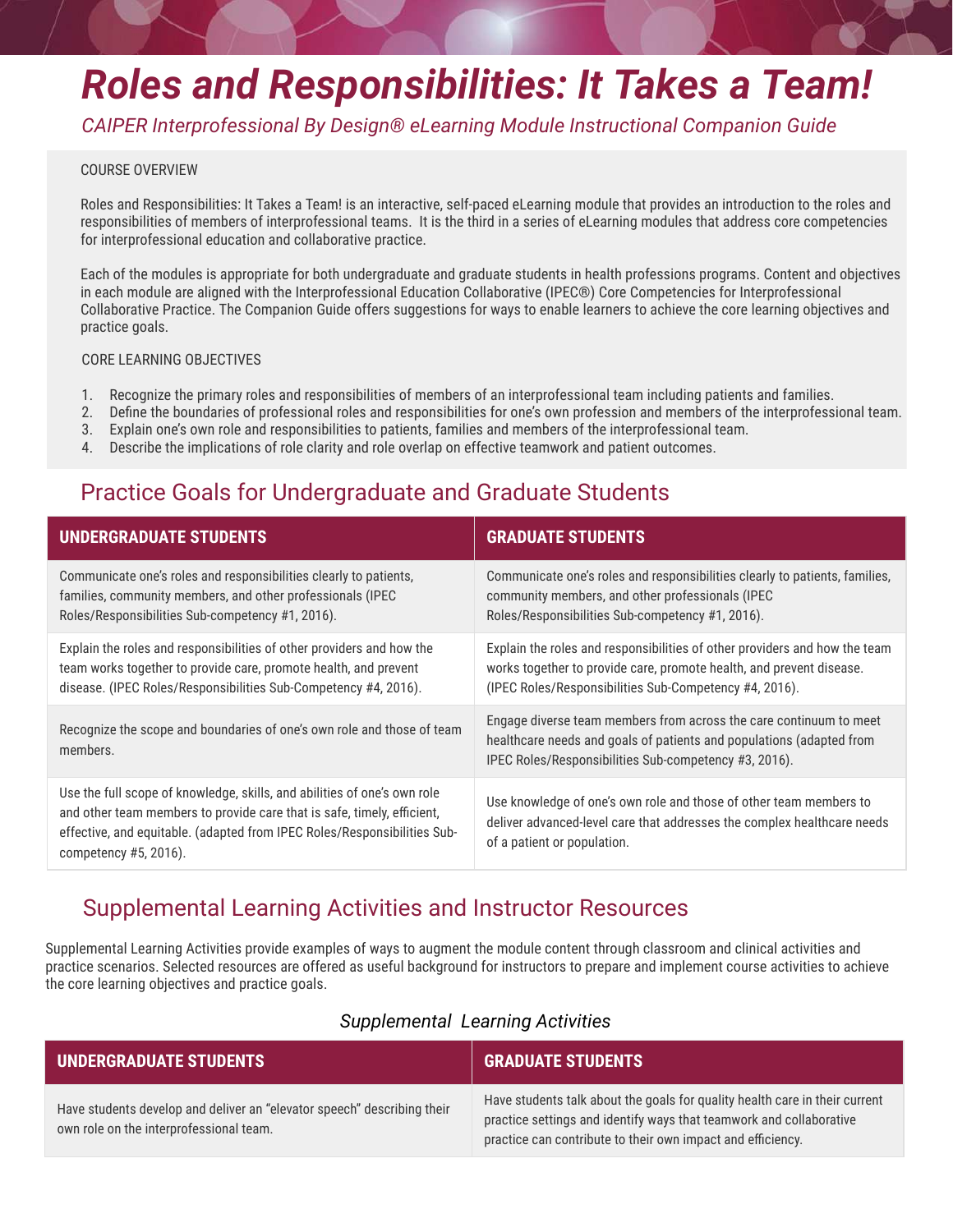# *Roles and Responsibilities: It Takes a Team!*

*CAIPER Interprofessional By Design® eLearning Module Instructional Companion Guide*

COURSE OVERVIEW

Roles and Responsibilities: It Takes a Team! is an interactive, self-paced eLearning module that provides an introduction to the roles and responsibilities of members of interprofessional teams. It is the third in a series of eLearning modules that address core competencies for interprofessional education and collaborative practice.

Each of the modules is appropriate for both undergraduate and graduate students in health professions programs. Content and objectives in each module are aligned with the Interprofessional Education Collaborative (IPEC®) Core Competencies for Interprofessional Collaborative Practice. The Companion Guide offers suggestions for ways to enable learners to achieve the core learning objectives and practice goals.

CORE LEARNING OBJECTIVES

1. Recognize the primary roles and responsibilities of members of an interprofessional team including patients and families.
2. Define the boundaries of professional roles and responsibilities for one's own profession and members of the interprofessional team.
3. Explain one's own role and responsibilities to patients, families and members of the interprofessional team.
4. Describe the implications of role clarity and role overlap on effective teamwork and patient outcomes.

## Practice Goals for Undergraduate and Graduate Students

| UNDERGRADUATE STUDENTS | GRADUATE STUDENTS |
|---|---|
| Communicate one's roles and responsibilities clearly to patients, families, community members, and other professionals (IPEC Roles/Responsibilities Sub-competency #1, 2016). | Communicate one's roles and responsibilities clearly to patients, families, community members, and other professionals (IPEC Roles/Responsibilities Sub-competency #1, 2016). |
| Explain the roles and responsibilities of other providers and how the team works together to provide care, promote health, and prevent disease. (IPEC Roles/Responsibilities Sub-Competency #4, 2016). | Explain the roles and responsibilities of other providers and how the team works together to provide care, promote health, and prevent disease. (IPEC Roles/Responsibilities Sub-Competency #4, 2016). |
| Recognize the scope and boundaries of one's own role and those of team members. | Engage diverse team members from across the care continuum to meet healthcare needs and goals of patients and populations (adapted from IPEC Roles/Responsibilities Sub-competency #3, 2016). |
| Use the full scope of knowledge, skills, and abilities of one's own role and other team members to provide care that is safe, timely, efficient, effective, and equitable. (adapted from IPEC Roles/Responsibilities Sub-competency #5, 2016). | Use knowledge of one's own role and those of other team members to deliver advanced-level care that addresses the complex healthcare needs of a patient or population. |

## Supplemental Learning Activities and Instructor Resources

Supplemental Learning Activities provide examples of ways to augment the module content through classroom and clinical activities and practice scenarios. Selected resources are offered as useful background for instructors to prepare and implement course activities to achieve the core learning objectives and practice goals.

### *Supplemental Learning Activities*

| UNDERGRADUATE STUDENTS | GRADUATE STUDENTS |
|---|---|
| Have students develop and deliver an "elevator speech" describing their own role on the interprofessional team. | Have students talk about the goals for quality health care in their current practice settings and identify ways that teamwork and collaborative practice can contribute to their own impact and efficiency. |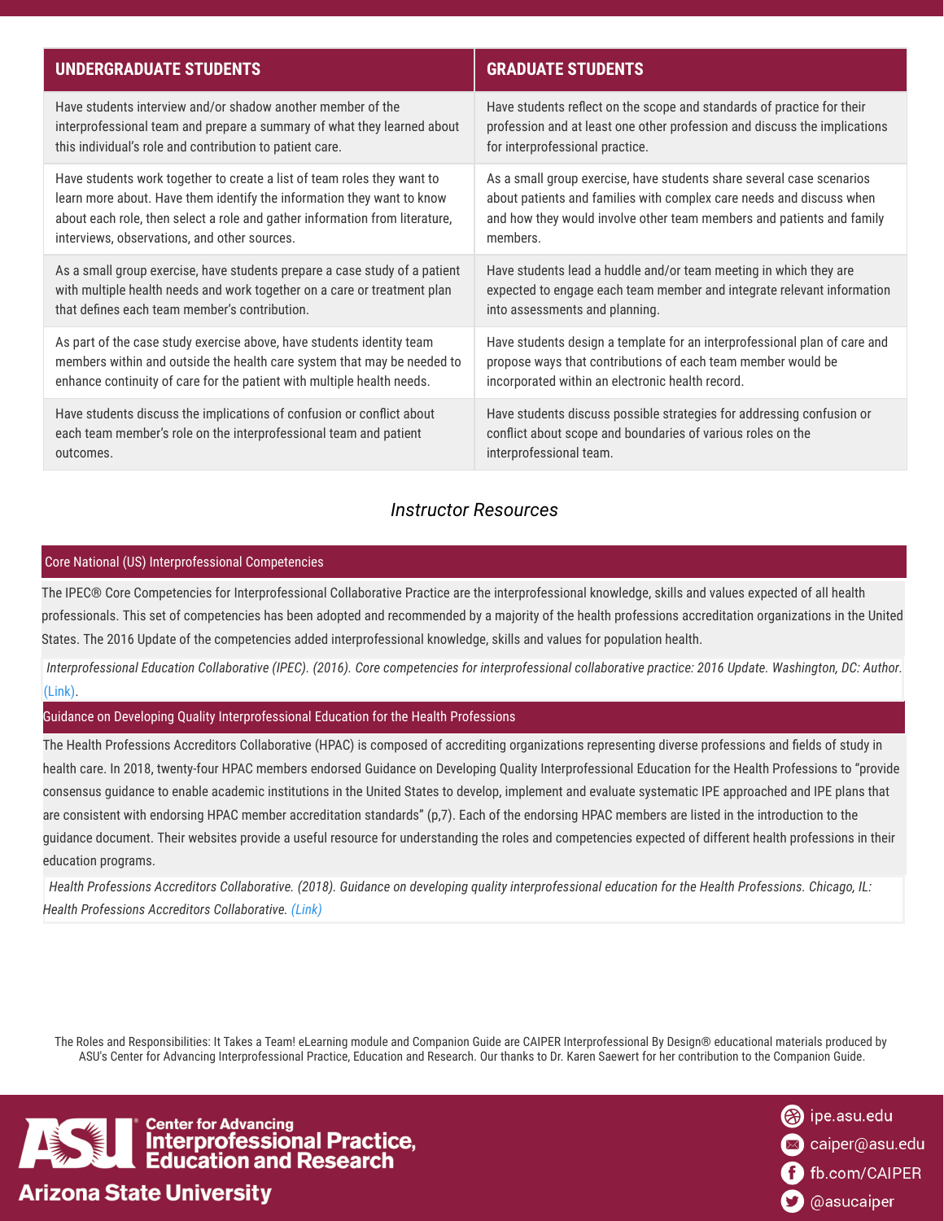| UNDERGRADUATE STUDENTS | GRADUATE STUDENTS |
|---|---|
| Have students interview and/or shadow another member of the interprofessional team and prepare a summary of what they learned about this individual's role and contribution to patient care. | Have students reflect on the scope and standards of practice for their profession and at least one other profession and discuss the implications for interprofessional practice. |
| Have students work together to create a list of team roles they want to learn more about. Have them identify the information they want to know about each role, then select a role and gather information from literature, interviews, observations, and other sources. | As a small group exercise, have students share several case scenarios about patients and families with complex care needs and discuss when and how they would involve other team members and patients and family members. |
| As a small group exercise, have students prepare a case study of a patient with multiple health needs and work together on a care or treatment plan that defines each team member's contribution. | Have students lead a huddle and/or team meeting in which they are expected to engage each team member and integrate relevant information into assessments and planning. |
| As part of the case study exercise above, have students identity team members within and outside the health care system that may be needed to enhance continuity of care for the patient with multiple health needs. | Have students design a template for an interprofessional plan of care and propose ways that contributions of each team member would be incorporated within an electronic health record. |
| Have students discuss the implications of confusion or conflict about each team member's role on the interprofessional team and patient outcomes. | Have students discuss possible strategies for addressing confusion or conflict about scope and boundaries of various roles on the interprofessional team. |

## *Instructor Resources*

### Core National (US) Interprofessional Competencies

The IPEC® Core Competencies for Interprofessional Collaborative Practice are the interprofessional knowledge, skills and values expected of all health professionals. This set of competencies has been adopted and recommended by a majority of the health professions accreditation organizations in the United States. The 2016 Update of the competencies added interprofessional knowledge, skills and values for population health.

*Interprofessional Education Collaborative (IPEC). (2016). Core competencies for interprofessional collaborative practice: 2016 Update. Washington, DC: Author.* (Link).

### Guidance on Developing Quality Interprofessional Education for the Health Professions

The Health Professions Accreditors Collaborative (HPAC) is composed of accrediting organizations representing diverse professions and fields of study in health care. In 2018, twenty-four HPAC members endorsed Guidance on Developing Quality Interprofessional Education for the Health Professions to "provide consensus guidance to enable academic institutions in the United States to develop, implement and evaluate systematic IPE approached and IPE plans that are consistent with endorsing HPAC member accreditation standards" (p,7). Each of the endorsing HPAC members are listed in the introduction to the guidance document. Their websites provide a useful resource for understanding the roles and competencies expected of different health professions in their education programs.

*Health Professions Accreditors Collaborative. (2018). Guidance on developing quality interprofessional education for the Health Professions. Chicago, IL: Health Professions Accreditors Collaborative.* (Link)

The Roles and Responsibilities: It Takes a Team! eLearning module and Companion Guide are CAIPER Interprofessional By Design® educational materials produced by ASU's Center for Advancing Interprofessional Practice, Education and Research. Our thanks to Dr. Karen Saewert for her contribution to the Companion Guide.

ASU Center for Advancing Interprofessional Practice, Education and Research
Arizona State University

ipe.asu.edu
caiper@asu.edu
fb.com/CAIPER
@asucaiper